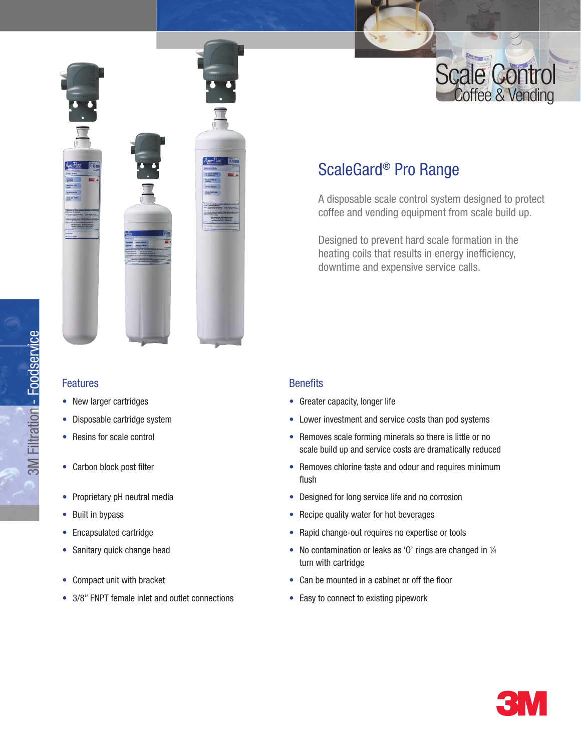# Scale Control

## Coffee & Vending

3M Filtration - Foodservice

## ScaleGard® Pro Range

A disposable scale control system designed to protect coffee and vending equipment from scale build up.

Designed to prevent hard scale formation in the heating coils that results in energy inefficiency, downtime and expensive service calls.

### Features

- New larger cartridges
- Disposable cartridge system
- Resins for scale control
- Carbon block post filter
- Proprietary pH neutral media
- Built in bypass
- Encapsulated cartridge
- Sanitary quick change head
- Compact unit with bracket
- 3/8" FNPT female inlet and outlet connections

### Benefits

- Greater capacity, longer life
- Lower investment and service costs than pod systems
- Removes scale forming minerals so there is little or no scale build up and service costs are dramatically reduced
- Removes chlorine taste and odour and requires minimum flush
- Designed for long service life and no corrosion
- Recipe quality water for hot beverages
- Rapid change-out requires no expertise or tools
- No contamination or leaks as 'O' rings are changed in ¼ turn with cartridge
- Can be mounted in a cabinet or off the floor
- Easy to connect to existing pipework

3M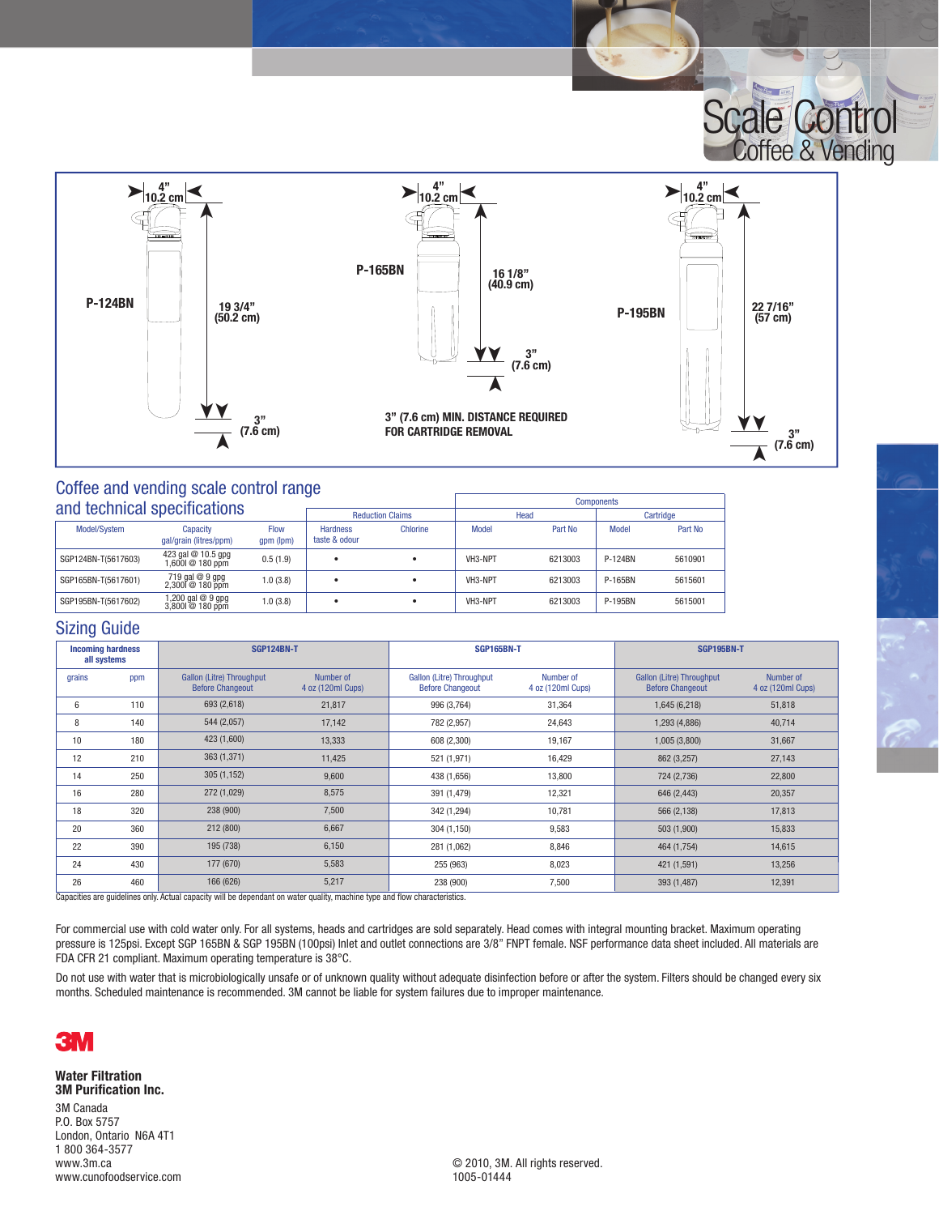# Scale Control

## Coffee & Vending

P-124BN

4" 10.2 cm

19 3/4" (50.2 cm)

3" (7.6 cm)

P-165BN

4" 10.2 cm

16 1/8" (40.9 cm)

3" (7.6 cm)

3" (7.6 cm) MIN. DISTANCE REQUIRED FOR CARTRIDGE REMOVAL

P-195BN

4" 10.2 cm

22 7/16" (57 cm)

3" (7.6 cm)

## Coffee and vending scale control range and technical specifications

| Model/System | Capacity gal/grain (litres/ppm) | Flow gpm (lpm) | Reduction Claims: Hardness taste & odour | Reduction Claims: Chlorine | Components: Head Model | Components: Head Part No | Components: Cartridge Model | Components: Cartridge Part No |
|---|---|---|---|---|---|---|---|---|
| SGP124BN-T(5617603) | 423 gal @ 10.5 gpg 1,600l @ 180 ppm | 0.5 (1.9) | • | • | VH3-NPT | 6213003 | P-124BN | 5610901 |
| SGP165BN-T(5617601) | 719 gal @ 9 gpg 2,300l @ 180 ppm | 1.0 (3.8) | • | • | VH3-NPT | 6213003 | P-165BN | 5615601 |
| SGP195BN-T(5617602) | 1,200 gal @ 9 gpg 3,800l @ 180 ppm | 1.0 (3.8) | • | • | VH3-NPT | 6213003 | P-195BN | 5615001 |

## Sizing Guide

| Incoming hardness all systems | | SGP124BN-T | | SGP165BN-T | | SGP195BN-T | |
|---|---|---|---|---|---|---|---|
| grains | ppm | Gallon (Litre) Throughput Before Changeout | Number of 4 oz (120ml Cups) | Gallon (Litre) Throughput Before Changeout | Number of 4 oz (120ml Cups) | Gallon (Litre) Throughput Before Changeout | Number of 4 oz (120ml Cups) |
| 6 | 110 | 693 (2,618) | 21,817 | 996 (3,764) | 31,364 | 1,645 (6,218) | 51,818 |
| 8 | 140 | 544 (2,057) | 17,142 | 782 (2,957) | 24,643 | 1,293 (4,886) | 40,714 |
| 10 | 180 | 423 (1,600) | 13,333 | 608 (2,300) | 19,167 | 1,005 (3,800) | 31,667 |
| 12 | 210 | 363 (1,371) | 11,425 | 521 (1,971) | 16,429 | 862 (3,257) | 27,143 |
| 14 | 250 | 305 (1,152) | 9,600 | 438 (1,656) | 13,800 | 724 (2,736) | 22,800 |
| 16 | 280 | 272 (1,029) | 8,575 | 391 (1,479) | 12,321 | 646 (2,443) | 20,357 |
| 18 | 320 | 238 (900) | 7,500 | 342 (1,294) | 10,781 | 566 (2,138) | 17,813 |
| 20 | 360 | 212 (800) | 6,667 | 304 (1,150) | 9,583 | 503 (1,900) | 15,833 |
| 22 | 390 | 195 (738) | 6,150 | 281 (1,062) | 8,846 | 464 (1,754) | 14,615 |
| 24 | 430 | 177 (670) | 5,583 | 255 (963) | 8,023 | 421 (1,591) | 13,256 |
| 26 | 460 | 166 (626) | 5,217 | 238 (900) | 7,500 | 393 (1,487) | 12,391 |

Capacities are guidelines only. Actual capacity will be dependant on water quality, machine type and flow characteristics.

For commercial use with cold water only. For all systems, heads and cartridges are sold separately. Head comes with integral mounting bracket. Maximum operating pressure is 125psi. Except SGP 165BN & SGP 195BN (100psi) Inlet and outlet connections are 3/8" FNPT female. NSF performance data sheet included. All materials are FDA CFR 21 compliant. Maximum operating temperature is 38°C.

Do not use with water that is microbiologically unsafe or of unknown quality without adequate disinfection before or after the system. Filters should be changed every six months. Scheduled maintenance is recommended. 3M cannot be liable for system failures due to improper maintenance.

3M

**Water Filtration**
**3M Purification Inc.**

3M Canada
P.O. Box 5757
London, Ontario N6A 4T1
1 800 364-3577
www.3m.ca
www.cunofoodservice.com

© 2010, 3M. All rights reserved.
1005-01444